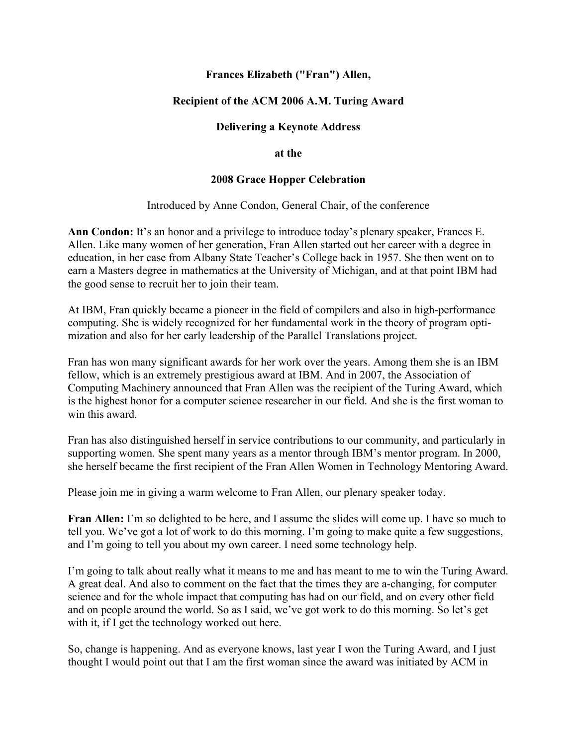**Frances Elizabeth ("Fran") Allen,**

**Recipient of the ACM 2006 A.M. Turing Award**

**Delivering a Keynote Address**

**at the**

**2008 Grace Hopper Celebration**

Introduced by Anne Condon, General Chair, of the conference

**Ann Condon:** It's an honor and a privilege to introduce today's plenary speaker, Frances E. Allen. Like many women of her generation, Fran Allen started out her career with a degree in education, in her case from Albany State Teacher's College back in 1957. She then went on to earn a Masters degree in mathematics at the University of Michigan, and at that point IBM had the good sense to recruit her to join their team.

At IBM, Fran quickly became a pioneer in the field of compilers and also in high-performance computing. She is widely recognized for her fundamental work in the theory of program optimization and also for her early leadership of the Parallel Translations project.

Fran has won many significant awards for her work over the years. Among them she is an IBM fellow, which is an extremely prestigious award at IBM. And in 2007, the Association of Computing Machinery announced that Fran Allen was the recipient of the Turing Award, which is the highest honor for a computer science researcher in our field. And she is the first woman to win this award.

Fran has also distinguished herself in service contributions to our community, and particularly in supporting women. She spent many years as a mentor through IBM's mentor program. In 2000, she herself became the first recipient of the Fran Allen Women in Technology Mentoring Award.

Please join me in giving a warm welcome to Fran Allen, our plenary speaker today.

**Fran Allen:** I'm so delighted to be here, and I assume the slides will come up. I have so much to tell you. We've got a lot of work to do this morning. I'm going to make quite a few suggestions, and I'm going to tell you about my own career. I need some technology help.

I'm going to talk about really what it means to me and has meant to me to win the Turing Award. A great deal. And also to comment on the fact that the times they are a-changing, for computer science and for the whole impact that computing has had on our field, and on every other field and on people around the world. So as I said, we've got work to do this morning. So let's get with it, if I get the technology worked out here.

So, change is happening. And as everyone knows, last year I won the Turing Award, and I just thought I would point out that I am the first woman since the award was initiated by ACM in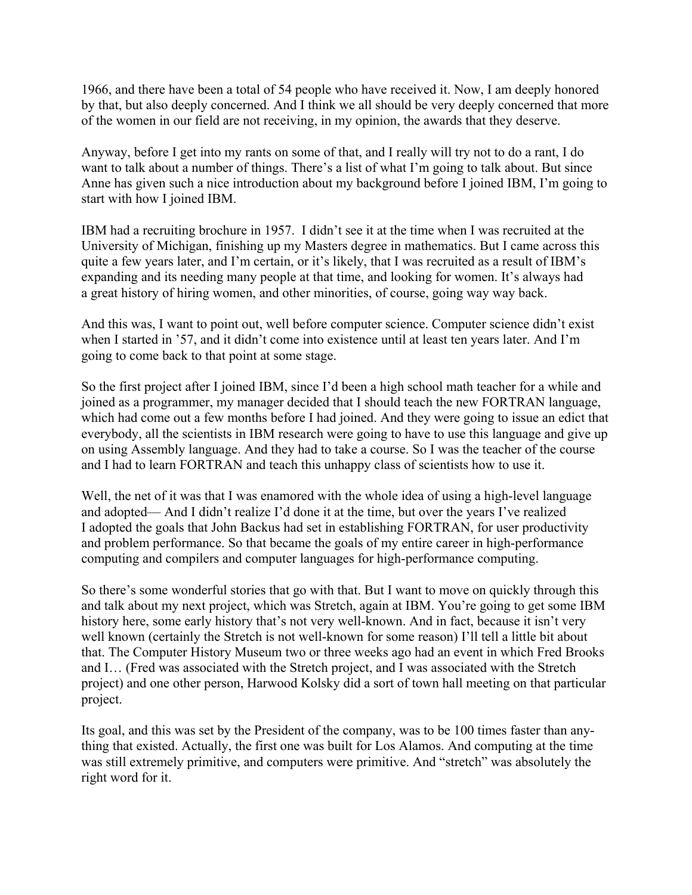1966, and there have been a total of 54 people who have received it. Now, I am deeply honored by that, but also deeply concerned. And I think we all should be very deeply concerned that more of the women in our field are not receiving, in my opinion, the awards that they deserve.

Anyway, before I get into my rants on some of that, and I really will try not to do a rant, I do want to talk about a number of things. There's a list of what I'm going to talk about. But since Anne has given such a nice introduction about my background before I joined IBM, I'm going to start with how I joined IBM.

IBM had a recruiting brochure in 1957. I didn't see it at the time when I was recruited at the University of Michigan, finishing up my Masters degree in mathematics. But I came across this quite a few years later, and I'm certain, or it's likely, that I was recruited as a result of IBM's expanding and its needing many people at that time, and looking for women. It's always had a great history of hiring women, and other minorities, of course, going way way back.

And this was, I want to point out, well before computer science. Computer science didn't exist when I started in '57, and it didn't come into existence until at least ten years later. And I'm going to come back to that point at some stage.

So the first project after I joined IBM, since I'd been a high school math teacher for a while and joined as a programmer, my manager decided that I should teach the new FORTRAN language, which had come out a few months before I had joined. And they were going to issue an edict that everybody, all the scientists in IBM research were going to have to use this language and give up on using Assembly language. And they had to take a course. So I was the teacher of the course and I had to learn FORTRAN and teach this unhappy class of scientists how to use it.

Well, the net of it was that I was enamored with the whole idea of using a high-level language and adopted— And I didn't realize I'd done it at the time, but over the years I've realized I adopted the goals that John Backus had set in establishing FORTRAN, for user productivity and problem performance. So that became the goals of my entire career in high-performance computing and compilers and computer languages for high-performance computing.

So there's some wonderful stories that go with that. But I want to move on quickly through this and talk about my next project, which was Stretch, again at IBM. You're going to get some IBM history here, some early history that's not very well-known. And in fact, because it isn't very well known (certainly the Stretch is not well-known for some reason) I'll tell a little bit about that. The Computer History Museum two or three weeks ago had an event in which Fred Brooks and I… (Fred was associated with the Stretch project, and I was associated with the Stretch project) and one other person, Harwood Kolsky did a sort of town hall meeting on that particular project.

Its goal, and this was set by the President of the company, was to be 100 times faster than anything that existed. Actually, the first one was built for Los Alamos. And computing at the time was still extremely primitive, and computers were primitive. And "stretch" was absolutely the right word for it.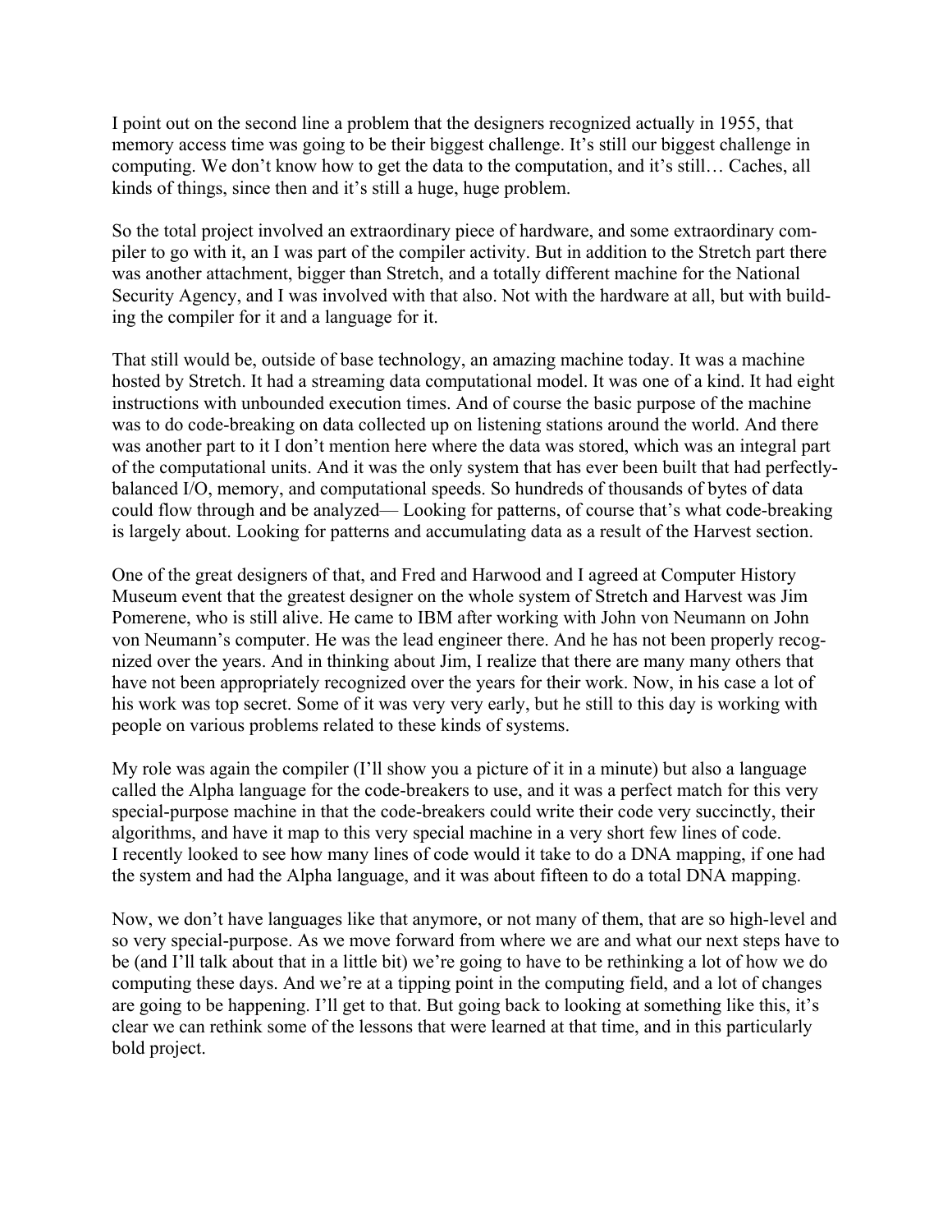I point out on the second line a problem that the designers recognized actually in 1955, that memory access time was going to be their biggest challenge. It's still our biggest challenge in computing. We don't know how to get the data to the computation, and it's still… Caches, all kinds of things, since then and it's still a huge, huge problem.

So the total project involved an extraordinary piece of hardware, and some extraordinary compiler to go with it, an I was part of the compiler activity. But in addition to the Stretch part there was another attachment, bigger than Stretch, and a totally different machine for the National Security Agency, and I was involved with that also. Not with the hardware at all, but with building the compiler for it and a language for it.

That still would be, outside of base technology, an amazing machine today. It was a machine hosted by Stretch. It had a streaming data computational model. It was one of a kind. It had eight instructions with unbounded execution times. And of course the basic purpose of the machine was to do code-breaking on data collected up on listening stations around the world. And there was another part to it I don't mention here where the data was stored, which was an integral part of the computational units. And it was the only system that has ever been built that had perfectly-balanced I/O, memory, and computational speeds. So hundreds of thousands of bytes of data could flow through and be analyzed— Looking for patterns, of course that's what code-breaking is largely about. Looking for patterns and accumulating data as a result of the Harvest section.

One of the great designers of that, and Fred and Harwood and I agreed at Computer History Museum event that the greatest designer on the whole system of Stretch and Harvest was Jim Pomerene, who is still alive. He came to IBM after working with John von Neumann on John von Neumann's computer. He was the lead engineer there. And he has not been properly recognized over the years. And in thinking about Jim, I realize that there are many many others that have not been appropriately recognized over the years for their work. Now, in his case a lot of his work was top secret. Some of it was very very early, but he still to this day is working with people on various problems related to these kinds of systems.

My role was again the compiler (I'll show you a picture of it in a minute) but also a language called the Alpha language for the code-breakers to use, and it was a perfect match for this very special-purpose machine in that the code-breakers could write their code very succinctly, their algorithms, and have it map to this very special machine in a very short few lines of code. I recently looked to see how many lines of code would it take to do a DNA mapping, if one had the system and had the Alpha language, and it was about fifteen to do a total DNA mapping.

Now, we don't have languages like that anymore, or not many of them, that are so high-level and so very special-purpose. As we move forward from where we are and what our next steps have to be (and I'll talk about that in a little bit) we're going to have to be rethinking a lot of how we do computing these days. And we're at a tipping point in the computing field, and a lot of changes are going to be happening. I'll get to that. But going back to looking at something like this, it's clear we can rethink some of the lessons that were learned at that time, and in this particularly bold project.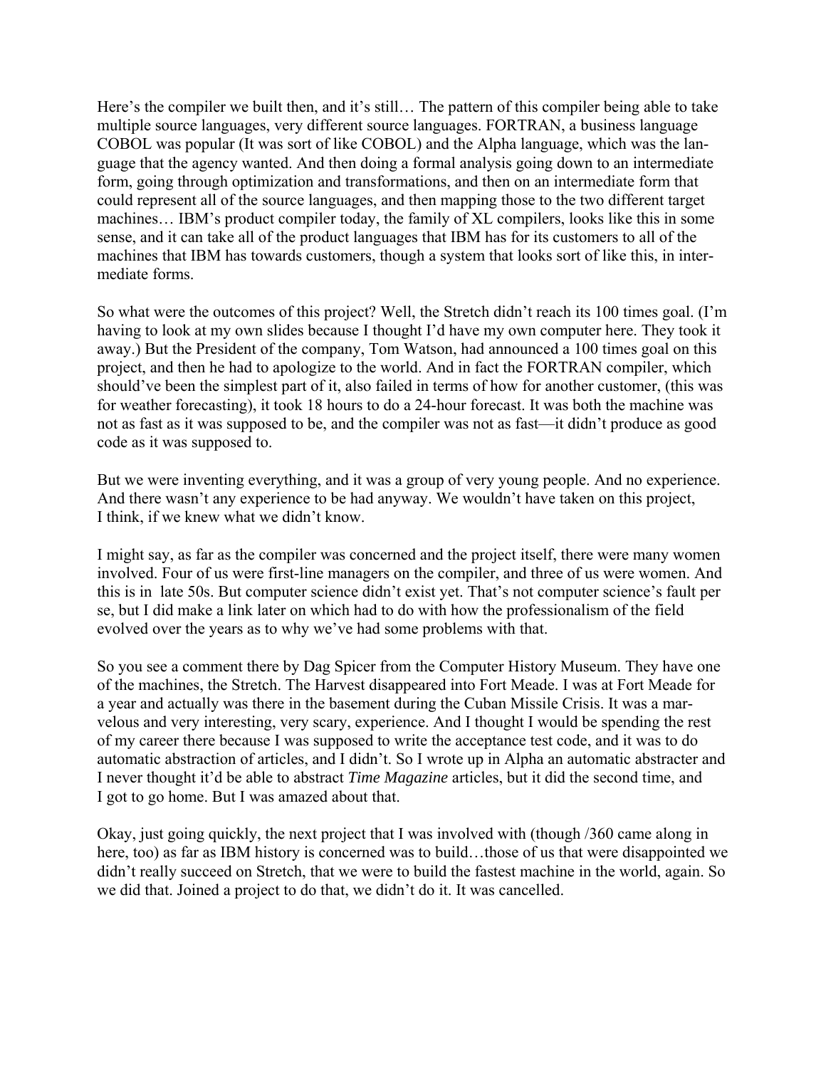Here's the compiler we built then, and it's still… The pattern of this compiler being able to take multiple source languages, very different source languages. FORTRAN, a business language COBOL was popular (It was sort of like COBOL) and the Alpha language, which was the language that the agency wanted. And then doing a formal analysis going down to an intermediate form, going through optimization and transformations, and then on an intermediate form that could represent all of the source languages, and then mapping those to the two different target machines… IBM's product compiler today, the family of XL compilers, looks like this in some sense, and it can take all of the product languages that IBM has for its customers to all of the machines that IBM has towards customers, though a system that looks sort of like this, in intermediate forms.

So what were the outcomes of this project? Well, the Stretch didn't reach its 100 times goal. (I'm having to look at my own slides because I thought I'd have my own computer here. They took it away.) But the President of the company, Tom Watson, had announced a 100 times goal on this project, and then he had to apologize to the world. And in fact the FORTRAN compiler, which should've been the simplest part of it, also failed in terms of how for another customer, (this was for weather forecasting), it took 18 hours to do a 24-hour forecast. It was both the machine was not as fast as it was supposed to be, and the compiler was not as fast—it didn't produce as good code as it was supposed to.

But we were inventing everything, and it was a group of very young people. And no experience. And there wasn't any experience to be had anyway. We wouldn't have taken on this project, I think, if we knew what we didn't know.

I might say, as far as the compiler was concerned and the project itself, there were many women involved. Four of us were first-line managers on the compiler, and three of us were women. And this is in late 50s. But computer science didn't exist yet. That's not computer science's fault per se, but I did make a link later on which had to do with how the professionalism of the field evolved over the years as to why we've had some problems with that.

So you see a comment there by Dag Spicer from the Computer History Museum. They have one of the machines, the Stretch. The Harvest disappeared into Fort Meade. I was at Fort Meade for a year and actually was there in the basement during the Cuban Missile Crisis. It was a marvelous and very interesting, very scary, experience. And I thought I would be spending the rest of my career there because I was supposed to write the acceptance test code, and it was to do automatic abstraction of articles, and I didn't. So I wrote up in Alpha an automatic abstracter and I never thought it'd be able to abstract *Time Magazine* articles, but it did the second time, and I got to go home. But I was amazed about that.

Okay, just going quickly, the next project that I was involved with (though /360 came along in here, too) as far as IBM history is concerned was to build…those of us that were disappointed we didn't really succeed on Stretch, that we were to build the fastest machine in the world, again. So we did that. Joined a project to do that, we didn't do it. It was cancelled.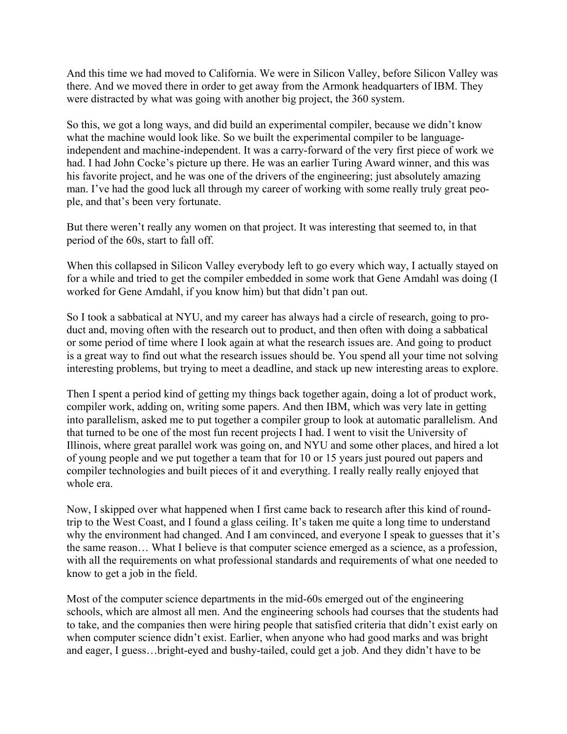And this time we had moved to California. We were in Silicon Valley, before Silicon Valley was there. And we moved there in order to get away from the Armonk headquarters of IBM. They were distracted by what was going with another big project, the 360 system.

So this, we got a long ways, and did build an experimental compiler, because we didn't know what the machine would look like. So we built the experimental compiler to be language-independent and machine-independent. It was a carry-forward of the very first piece of work we had. I had John Cocke's picture up there. He was an earlier Turing Award winner, and this was his favorite project, and he was one of the drivers of the engineering; just absolutely amazing man. I've had the good luck all through my career of working with some really truly great people, and that's been very fortunate.

But there weren't really any women on that project. It was interesting that seemed to, in that period of the 60s, start to fall off.

When this collapsed in Silicon Valley everybody left to go every which way, I actually stayed on for a while and tried to get the compiler embedded in some work that Gene Amdahl was doing (I worked for Gene Amdahl, if you know him) but that didn't pan out.

So I took a sabbatical at NYU, and my career has always had a circle of research, going to product and, moving often with the research out to product, and then often with doing a sabbatical or some period of time where I look again at what the research issues are. And going to product is a great way to find out what the research issues should be. You spend all your time not solving interesting problems, but trying to meet a deadline, and stack up new interesting areas to explore.

Then I spent a period kind of getting my things back together again, doing a lot of product work, compiler work, adding on, writing some papers. And then IBM, which was very late in getting into parallelism, asked me to put together a compiler group to look at automatic parallelism. And that turned to be one of the most fun recent projects I had. I went to visit the University of Illinois, where great parallel work was going on, and NYU and some other places, and hired a lot of young people and we put together a team that for 10 or 15 years just poured out papers and compiler technologies and built pieces of it and everything. I really really really enjoyed that whole era.

Now, I skipped over what happened when I first came back to research after this kind of round-trip to the West Coast, and I found a glass ceiling. It's taken me quite a long time to understand why the environment had changed. And I am convinced, and everyone I speak to guesses that it's the same reason… What I believe is that computer science emerged as a science, as a profession, with all the requirements on what professional standards and requirements of what one needed to know to get a job in the field.

Most of the computer science departments in the mid-60s emerged out of the engineering schools, which are almost all men. And the engineering schools had courses that the students had to take, and the companies then were hiring people that satisfied criteria that didn't exist early on when computer science didn't exist. Earlier, when anyone who had good marks and was bright and eager, I guess…bright-eyed and bushy-tailed, could get a job. And they didn't have to be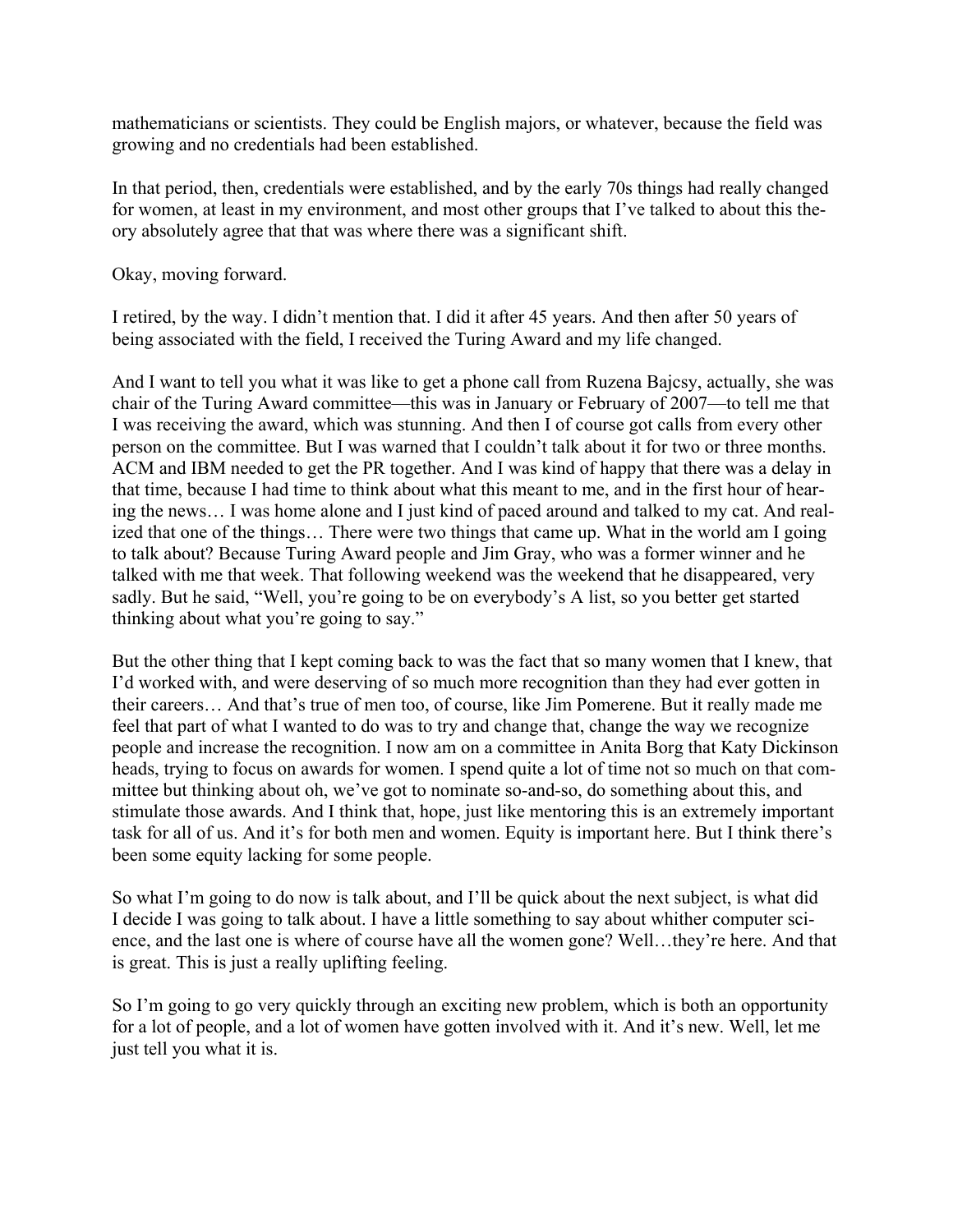mathematicians or scientists. They could be English majors, or whatever, because the field was growing and no credentials had been established.

In that period, then, credentials were established, and by the early 70s things had really changed for women, at least in my environment, and most other groups that I've talked to about this theory absolutely agree that that was where there was a significant shift.

Okay, moving forward.

I retired, by the way. I didn't mention that. I did it after 45 years. And then after 50 years of being associated with the field, I received the Turing Award and my life changed.

And I want to tell you what it was like to get a phone call from Ruzena Bajcsy, actually, she was chair of the Turing Award committee—this was in January or February of 2007—to tell me that I was receiving the award, which was stunning. And then I of course got calls from every other person on the committee. But I was warned that I couldn't talk about it for two or three months. ACM and IBM needed to get the PR together. And I was kind of happy that there was a delay in that time, because I had time to think about what this meant to me, and in the first hour of hearing the news… I was home alone and I just kind of paced around and talked to my cat. And realized that one of the things… There were two things that came up. What in the world am I going to talk about? Because Turing Award people and Jim Gray, who was a former winner and he talked with me that week. That following weekend was the weekend that he disappeared, very sadly. But he said, "Well, you're going to be on everybody's A list, so you better get started thinking about what you're going to say."

But the other thing that I kept coming back to was the fact that so many women that I knew, that I'd worked with, and were deserving of so much more recognition than they had ever gotten in their careers… And that's true of men too, of course, like Jim Pomerene. But it really made me feel that part of what I wanted to do was to try and change that, change the way we recognize people and increase the recognition. I now am on a committee in Anita Borg that Katy Dickinson heads, trying to focus on awards for women. I spend quite a lot of time not so much on that committee but thinking about oh, we've got to nominate so-and-so, do something about this, and stimulate those awards. And I think that, hope, just like mentoring this is an extremely important task for all of us. And it's for both men and women. Equity is important here. But I think there's been some equity lacking for some people.

So what I'm going to do now is talk about, and I'll be quick about the next subject, is what did I decide I was going to talk about. I have a little something to say about whither computer science, and the last one is where of course have all the women gone? Well…they're here. And that is great. This is just a really uplifting feeling.

So I'm going to go very quickly through an exciting new problem, which is both an opportunity for a lot of people, and a lot of women have gotten involved with it. And it's new. Well, let me just tell you what it is.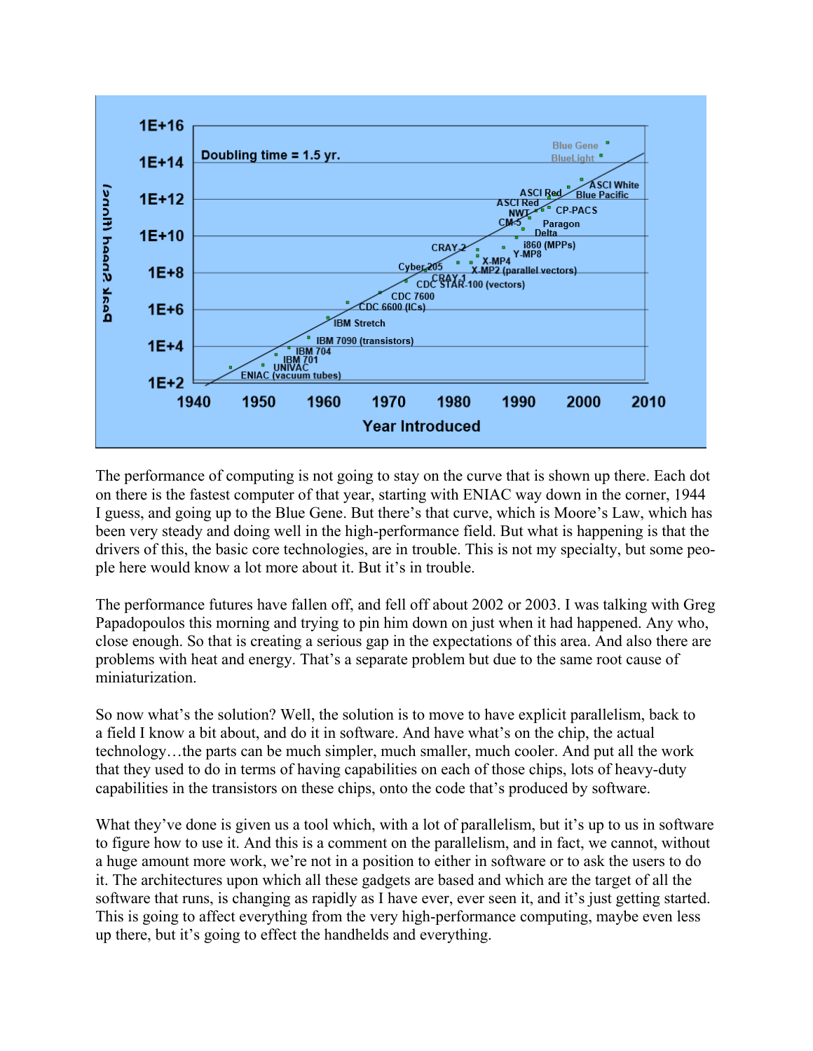The performance of computing is not going to stay on the curve that is shown up there. Each dot on there is the fastest computer of that year, starting with ENIAC way down in the corner, 1944 I guess, and going up to the Blue Gene. But there's that curve, which is Moore's Law, which has been very steady and doing well in the high-performance field. But what is happening is that the drivers of this, the basic core technologies, are in trouble. This is not my specialty, but some people here would know a lot more about it. But it's in trouble.

The performance futures have fallen off, and fell off about 2002 or 2003. I was talking with Greg Papadopoulos this morning and trying to pin him down on just when it had happened. Any who, close enough. So that is creating a serious gap in the expectations of this area. And also there are problems with heat and energy. That's a separate problem but due to the same root cause of miniaturization.

So now what's the solution? Well, the solution is to move to have explicit parallelism, back to a field I know a bit about, and do it in software. And have what's on the chip, the actual technology…the parts can be much simpler, much smaller, much cooler. And put all the work that they used to do in terms of having capabilities on each of those chips, lots of heavy-duty capabilities in the transistors on these chips, onto the code that's produced by software.

What they've done is given us a tool which, with a lot of parallelism, but it's up to us in software to figure how to use it. And this is a comment on the parallelism, and in fact, we cannot, without a huge amount more work, we're not in a position to either in software or to ask the users to do it. The architectures upon which all these gadgets are based and which are the target of all the software that runs, is changing as rapidly as I have ever, ever seen it, and it's just getting started. This is going to affect everything from the very high-performance computing, maybe even less up there, but it's going to effect the handhelds and everything.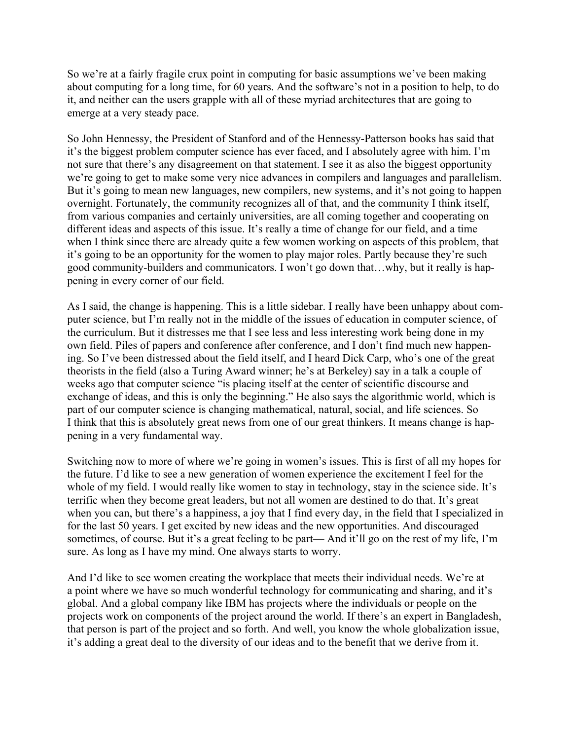So we're at a fairly fragile crux point in computing for basic assumptions we've been making about computing for a long time, for 60 years. And the software's not in a position to help, to do it, and neither can the users grapple with all of these myriad architectures that are going to emerge at a very steady pace.

So John Hennessy, the President of Stanford and of the Hennessy-Patterson books has said that it's the biggest problem computer science has ever faced, and I absolutely agree with him. I'm not sure that there's any disagreement on that statement. I see it as also the biggest opportunity we're going to get to make some very nice advances in compilers and languages and parallelism. But it's going to mean new languages, new compilers, new systems, and it's not going to happen overnight. Fortunately, the community recognizes all of that, and the community I think itself, from various companies and certainly universities, are all coming together and cooperating on different ideas and aspects of this issue. It's really a time of change for our field, and a time when I think since there are already quite a few women working on aspects of this problem, that it's going to be an opportunity for the women to play major roles. Partly because they're such good community-builders and communicators. I won't go down that…why, but it really is happening in every corner of our field.

As I said, the change is happening. This is a little sidebar. I really have been unhappy about computer science, but I'm really not in the middle of the issues of education in computer science, of the curriculum. But it distresses me that I see less and less interesting work being done in my own field. Piles of papers and conference after conference, and I don't find much new happening. So I've been distressed about the field itself, and I heard Dick Carp, who's one of the great theorists in the field (also a Turing Award winner; he's at Berkeley) say in a talk a couple of weeks ago that computer science "is placing itself at the center of scientific discourse and exchange of ideas, and this is only the beginning." He also says the algorithmic world, which is part of our computer science is changing mathematical, natural, social, and life sciences. So I think that this is absolutely great news from one of our great thinkers. It means change is happening in a very fundamental way.

Switching now to more of where we're going in women's issues. This is first of all my hopes for the future. I'd like to see a new generation of women experience the excitement I feel for the whole of my field. I would really like women to stay in technology, stay in the science side. It's terrific when they become great leaders, but not all women are destined to do that. It's great when you can, but there's a happiness, a joy that I find every day, in the field that I specialized in for the last 50 years. I get excited by new ideas and the new opportunities. And discouraged sometimes, of course. But it's a great feeling to be part— And it'll go on the rest of my life, I'm sure. As long as I have my mind. One always starts to worry.

And I'd like to see women creating the workplace that meets their individual needs. We're at a point where we have so much wonderful technology for communicating and sharing, and it's global. And a global company like IBM has projects where the individuals or people on the projects work on components of the project around the world. If there's an expert in Bangladesh, that person is part of the project and so forth. And well, you know the whole globalization issue, it's adding a great deal to the diversity of our ideas and to the benefit that we derive from it.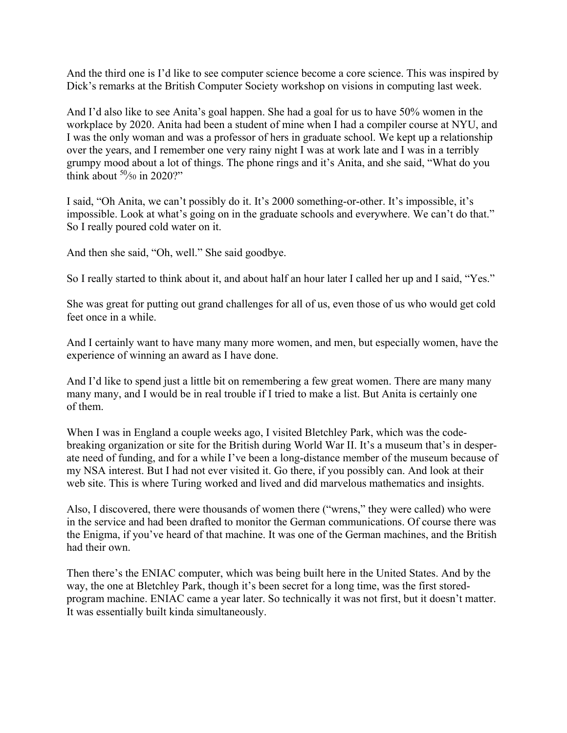And the third one is I'd like to see computer science become a core science. This was inspired by Dick's remarks at the British Computer Society workshop on visions in computing last week.

And I'd also like to see Anita's goal happen. She had a goal for us to have 50% women in the workplace by 2020. Anita had been a student of mine when I had a compiler course at NYU, and I was the only woman and was a professor of hers in graduate school. We kept up a relationship over the years, and I remember one very rainy night I was at work late and I was in a terribly grumpy mood about a lot of things. The phone rings and it's Anita, and she said, "What do you think about 50⁄50 in 2020?"

I said, "Oh Anita, we can't possibly do it. It's 2000 something-or-other. It's impossible, it's impossible. Look at what's going on in the graduate schools and everywhere. We can't do that." So I really poured cold water on it.

And then she said, "Oh, well." She said goodbye.

So I really started to think about it, and about half an hour later I called her up and I said, "Yes."

She was great for putting out grand challenges for all of us, even those of us who would get cold feet once in a while.

And I certainly want to have many many more women, and men, but especially women, have the experience of winning an award as I have done.

And I'd like to spend just a little bit on remembering a few great women. There are many many many many, and I would be in real trouble if I tried to make a list. But Anita is certainly one of them.

When I was in England a couple weeks ago, I visited Bletchley Park, which was the code-breaking organization or site for the British during World War II. It's a museum that's in desperate need of funding, and for a while I've been a long-distance member of the museum because of my NSA interest. But I had not ever visited it. Go there, if you possibly can. And look at their web site. This is where Turing worked and lived and did marvelous mathematics and insights.

Also, I discovered, there were thousands of women there ("wrens," they were called) who were in the service and had been drafted to monitor the German communications. Of course there was the Enigma, if you've heard of that machine. It was one of the German machines, and the British had their own.

Then there's the ENIAC computer, which was being built here in the United States. And by the way, the one at Bletchley Park, though it's been secret for a long time, was the first stored-program machine. ENIAC came a year later. So technically it was not first, but it doesn't matter. It was essentially built kinda simultaneously.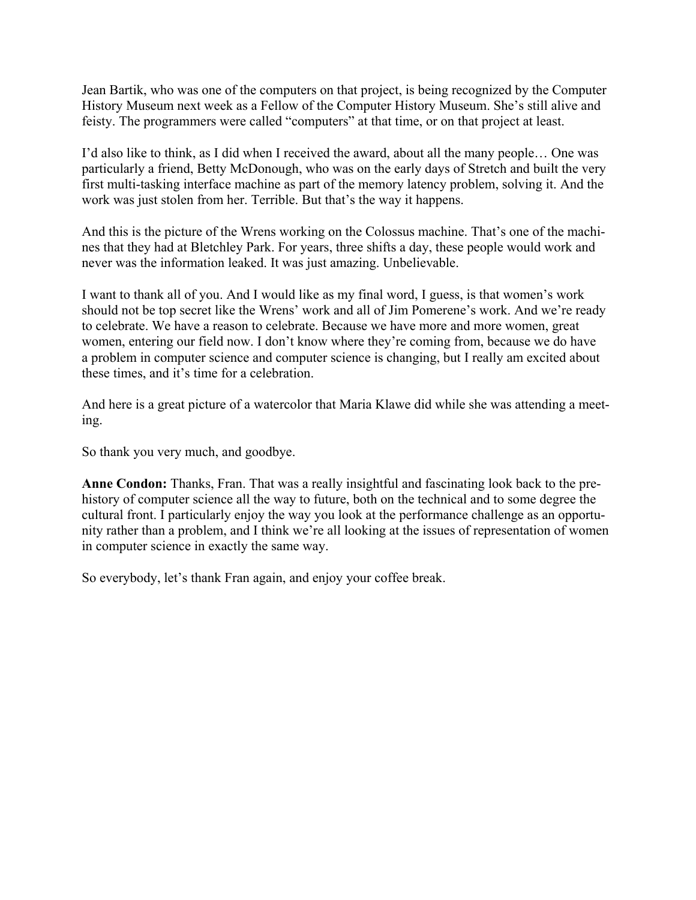Jean Bartik, who was one of the computers on that project, is being recognized by the Computer History Museum next week as a Fellow of the Computer History Museum. She's still alive and feisty. The programmers were called "computers" at that time, or on that project at least.

I'd also like to think, as I did when I received the award, about all the many people… One was particularly a friend, Betty McDonough, who was on the early days of Stretch and built the very first multi-tasking interface machine as part of the memory latency problem, solving it. And the work was just stolen from her. Terrible. But that's the way it happens.

And this is the picture of the Wrens working on the Colossus machine. That's one of the machines that they had at Bletchley Park. For years, three shifts a day, these people would work and never was the information leaked. It was just amazing. Unbelievable.

I want to thank all of you. And I would like as my final word, I guess, is that women's work should not be top secret like the Wrens' work and all of Jim Pomerene's work. And we're ready to celebrate. We have a reason to celebrate. Because we have more and more women, great women, entering our field now. I don't know where they're coming from, because we do have a problem in computer science and computer science is changing, but I really am excited about these times, and it's time for a celebration.

And here is a great picture of a watercolor that Maria Klawe did while she was attending a meeting.

So thank you very much, and goodbye.

**Anne Condon:** Thanks, Fran. That was a really insightful and fascinating look back to the prehistory of computer science all the way to future, both on the technical and to some degree the cultural front. I particularly enjoy the way you look at the performance challenge as an opportunity rather than a problem, and I think we're all looking at the issues of representation of women in computer science in exactly the same way.

So everybody, let's thank Fran again, and enjoy your coffee break.